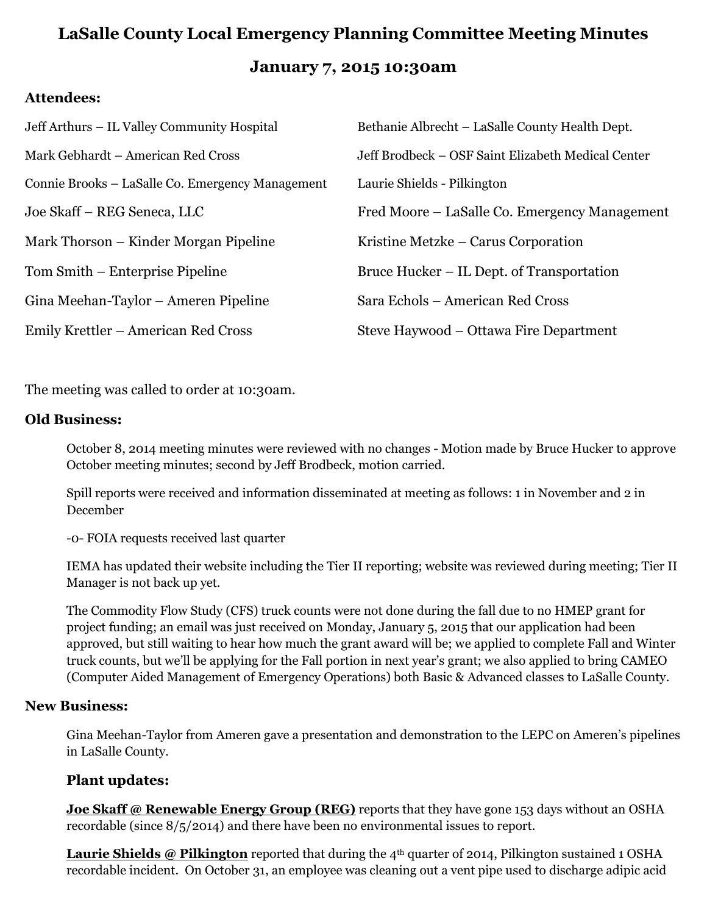# LaSalle County Local Emergency Planning Committee Meeting Minutes

## January 7, 2015 10:30am

### Attendees:

Jeff Arthurs – IL Valley Community Hospital

Bethanie Albrecht – LaSalle County Health Dept.

Mark Gebhardt – American Red Cross

Jeff Brodbeck – OSF Saint Elizabeth Medical Center

Connie Brooks – LaSalle Co. Emergency Management

Laurie Shields - Pilkington

Joe Skaff – REG Seneca, LLC

Fred Moore – LaSalle Co. Emergency Management

Mark Thorson – Kinder Morgan Pipeline

Kristine Metzke – Carus Corporation

Tom Smith – Enterprise Pipeline

Bruce Hucker – IL Dept. of Transportation

Gina Meehan-Taylor – Ameren Pipeline

Sara Echols – American Red Cross

Emily Krettler – American Red Cross

Steve Haywood – Ottawa Fire Department

The meeting was called to order at 10:30am.

### Old Business:

October 8, 2014 meeting minutes were reviewed with no changes - Motion made by Bruce Hucker to approve October meeting minutes; second by Jeff Brodbeck, motion carried.

Spill reports were received and information disseminated at meeting as follows: 1 in November and 2 in December

-0- FOIA requests received last quarter

IEMA has updated their website including the Tier II reporting; website was reviewed during meeting; Tier II Manager is not back up yet.

The Commodity Flow Study (CFS) truck counts were not done during the fall due to no HMEP grant for project funding; an email was just received on Monday, January 5, 2015 that our application had been approved, but still waiting to hear how much the grant award will be; we applied to complete Fall and Winter truck counts, but we'll be applying for the Fall portion in next year's grant; we also applied to bring CAMEO (Computer Aided Management of Emergency Operations) both Basic & Advanced classes to LaSalle County.

### New Business:

Gina Meehan-Taylor from Ameren gave a presentation and demonstration to the LEPC on Ameren's pipelines in LaSalle County.

### Plant updates:

**Joe Skaff @ Renewable Energy Group (REG)** reports that they have gone 153 days without an OSHA recordable (since 8/5/2014) and there have been no environmental issues to report.

**Laurie Shields @ Pilkington** reported that during the 4th quarter of 2014, Pilkington sustained 1 OSHA recordable incident. On October 31, an employee was cleaning out a vent pipe used to discharge adipic acid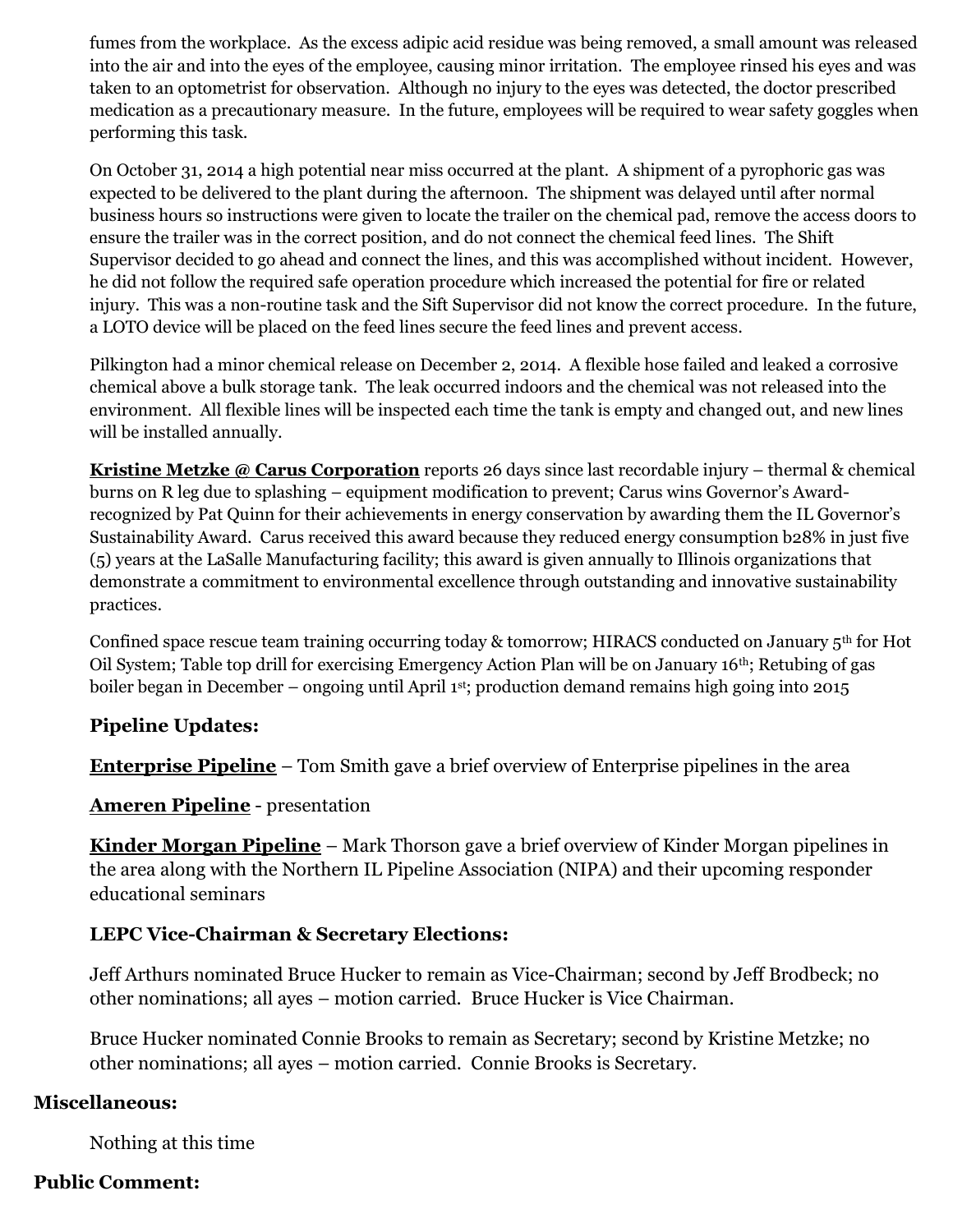fumes from the workplace. As the excess adipic acid residue was being removed, a small amount was released into the air and into the eyes of the employee, causing minor irritation. The employee rinsed his eyes and was taken to an optometrist for observation. Although no injury to the eyes was detected, the doctor prescribed medication as a precautionary measure. In the future, employees will be required to wear safety goggles when performing this task.

On October 31, 2014 a high potential near miss occurred at the plant. A shipment of a pyrophoric gas was expected to be delivered to the plant during the afternoon. The shipment was delayed until after normal business hours so instructions were given to locate the trailer on the chemical pad, remove the access doors to ensure the trailer was in the correct position, and do not connect the chemical feed lines. The Shift Supervisor decided to go ahead and connect the lines, and this was accomplished without incident. However, he did not follow the required safe operation procedure which increased the potential for fire or related injury. This was a non-routine task and the Sift Supervisor did not know the correct procedure. In the future, a LOTO device will be placed on the feed lines secure the feed lines and prevent access.

Pilkington had a minor chemical release on December 2, 2014. A flexible hose failed and leaked a corrosive chemical above a bulk storage tank. The leak occurred indoors and the chemical was not released into the environment. All flexible lines will be inspected each time the tank is empty and changed out, and new lines will be installed annually.

**Kristine Metzke @ Carus Corporation** reports 26 days since last recordable injury – thermal & chemical burns on R leg due to splashing – equipment modification to prevent; Carus wins Governor's Award-recognized by Pat Quinn for their achievements in energy conservation by awarding them the IL Governor's Sustainability Award. Carus received this award because they reduced energy consumption b28% in just five (5) years at the LaSalle Manufacturing facility; this award is given annually to Illinois organizations that demonstrate a commitment to environmental excellence through outstanding and innovative sustainability practices.

Confined space rescue team training occurring today & tomorrow; HIRACS conducted on January 5th for Hot Oil System; Table top drill for exercising Emergency Action Plan will be on January 16th; Retubing of gas boiler began in December – ongoing until April 1st; production demand remains high going into 2015

### Pipeline Updates:

**Enterprise Pipeline** – Tom Smith gave a brief overview of Enterprise pipelines in the area

**Ameren Pipeline** - presentation

**Kinder Morgan Pipeline** – Mark Thorson gave a brief overview of Kinder Morgan pipelines in the area along with the Northern IL Pipeline Association (NIPA) and their upcoming responder educational seminars

### LEPC Vice-Chairman & Secretary Elections:

Jeff Arthurs nominated Bruce Hucker to remain as Vice-Chairman; second by Jeff Brodbeck; no other nominations; all ayes – motion carried. Bruce Hucker is Vice Chairman.

Bruce Hucker nominated Connie Brooks to remain as Secretary; second by Kristine Metzke; no other nominations; all ayes – motion carried. Connie Brooks is Secretary.

## Miscellaneous:

Nothing at this time

## Public Comment: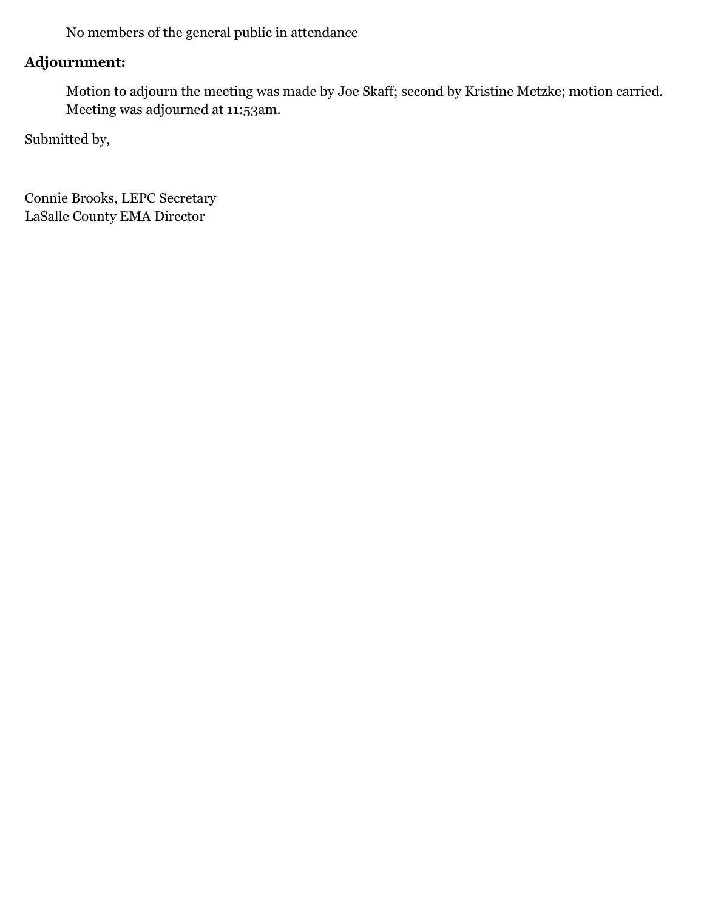No members of the general public in attendance

**Adjournment:**

Motion to adjourn the meeting was made by Joe Skaff; second by Kristine Metzke; motion carried. Meeting was adjourned at 11:53am.

Submitted by,

Connie Brooks, LEPC Secretary
LaSalle County EMA Director